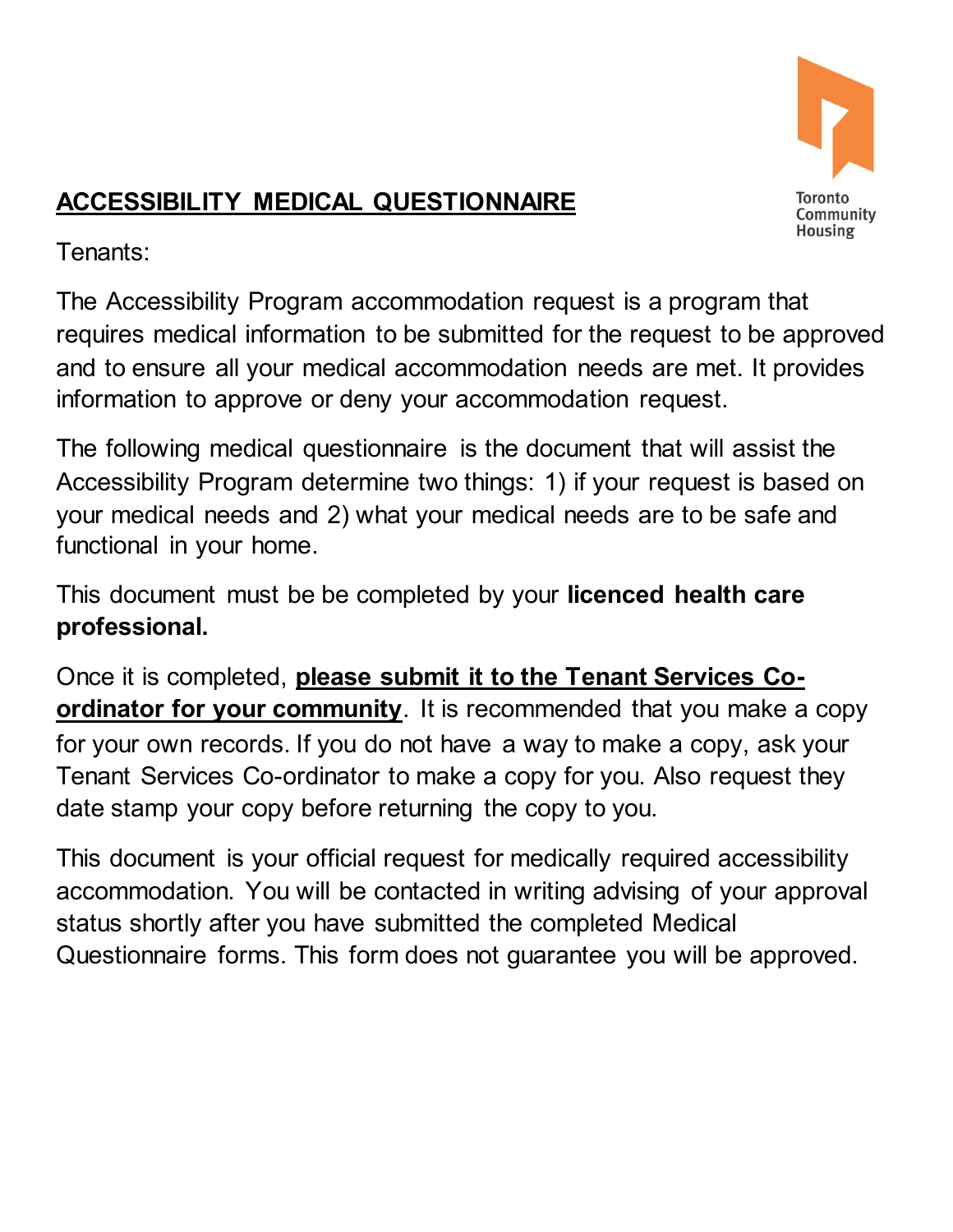Toronto Community Housing

# **ACCESSIBILITY MEDICAL QUESTIONNAIRE**

Tenants:

The Accessibility Program accommodation request is a program that requires medical information to be submitted for the request to be approved and to ensure all your medical accommodation needs are met. It provides information to approve or deny your accommodation request.

The following medical questionnaire is the document that will assist the Accessibility Program determine two things: 1) if your request is based on your medical needs and 2) what your medical needs are to be safe and functional in your home.

This document must be be completed by your **licenced health care professional.**

Once it is completed, **please submit it to the Tenant Services Co-ordinator for your community**. It is recommended that you make a copy for your own records. If you do not have a way to make a copy, ask your Tenant Services Co-ordinator to make a copy for you. Also request they date stamp your copy before returning the copy to you.

This document is your official request for medically required accessibility accommodation. You will be contacted in writing advising of your approval status shortly after you have submitted the completed Medical Questionnaire forms. This form does not guarantee you will be approved.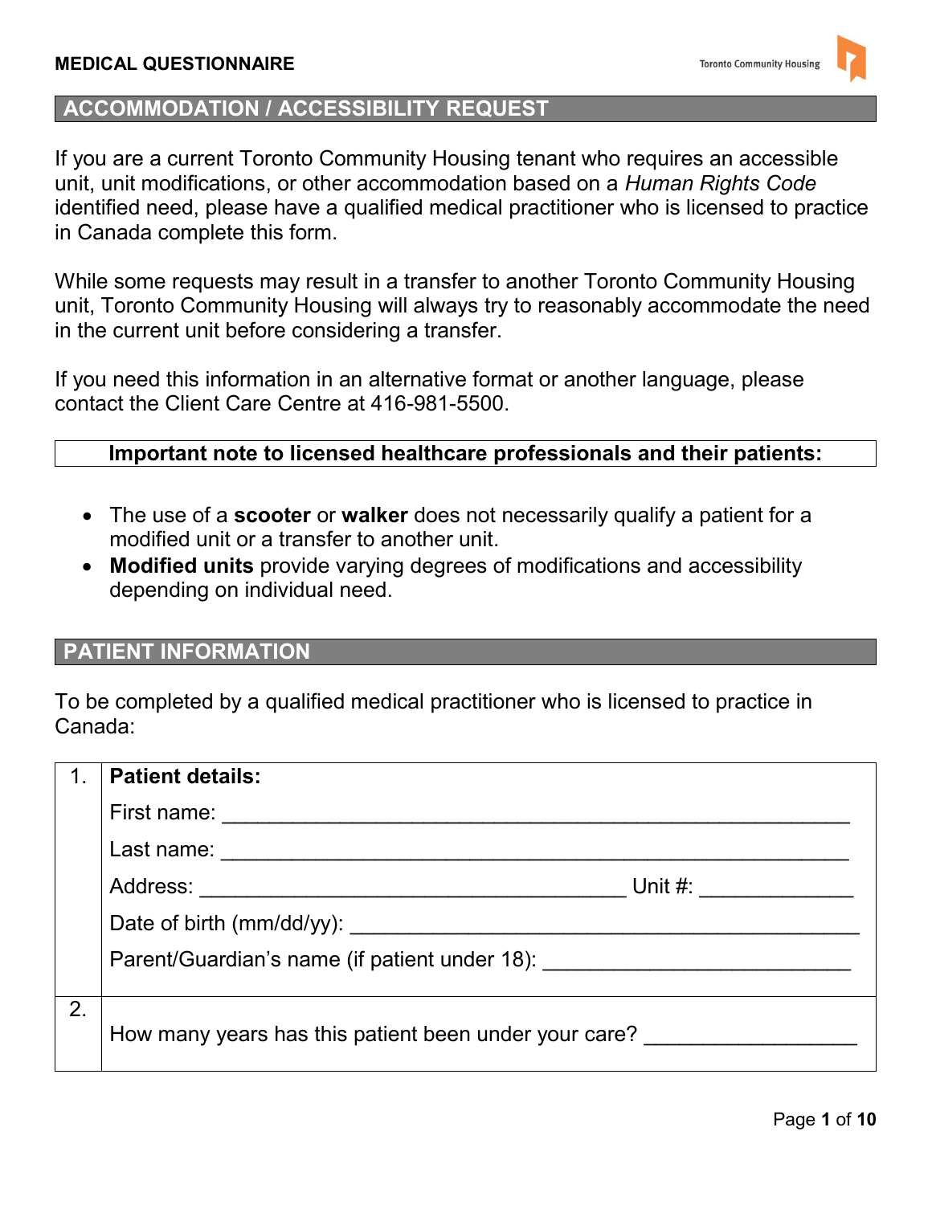**MEDICAL QUESTIONNAIRE**

## ACCOMMODATION / ACCESSIBILITY REQUEST

If you are a current Toronto Community Housing tenant who requires an accessible unit, unit modifications, or other accommodation based on a *Human Rights Code* identified need, please have a qualified medical practitioner who is licensed to practice in Canada complete this form.

While some requests may result in a transfer to another Toronto Community Housing unit, Toronto Community Housing will always try to reasonably accommodate the need in the current unit before considering a transfer.

If you need this information in an alternative format or another language, please contact the Client Care Centre at 416-981-5500.

**Important note to licensed healthcare professionals and their patients:**

- The use of a **scooter** or **walker** does not necessarily qualify a patient for a modified unit or a transfer to another unit.
- **Modified units** provide varying degrees of modifications and accessibility depending on individual need.

## PATIENT INFORMATION

To be completed by a qualified medical practitioner who is licensed to practice in Canada:

| | |
|---|---|
| 1. | **Patient details:**<br>First name: ______________________<br>Last name: ______________________<br>Address: ______________________ Unit #: __________<br>Date of birth (mm/dd/yy): ______________________<br>Parent/Guardian's name (if patient under 18): ______________________ |
| 2. | How many years has this patient been under your care? ______________ |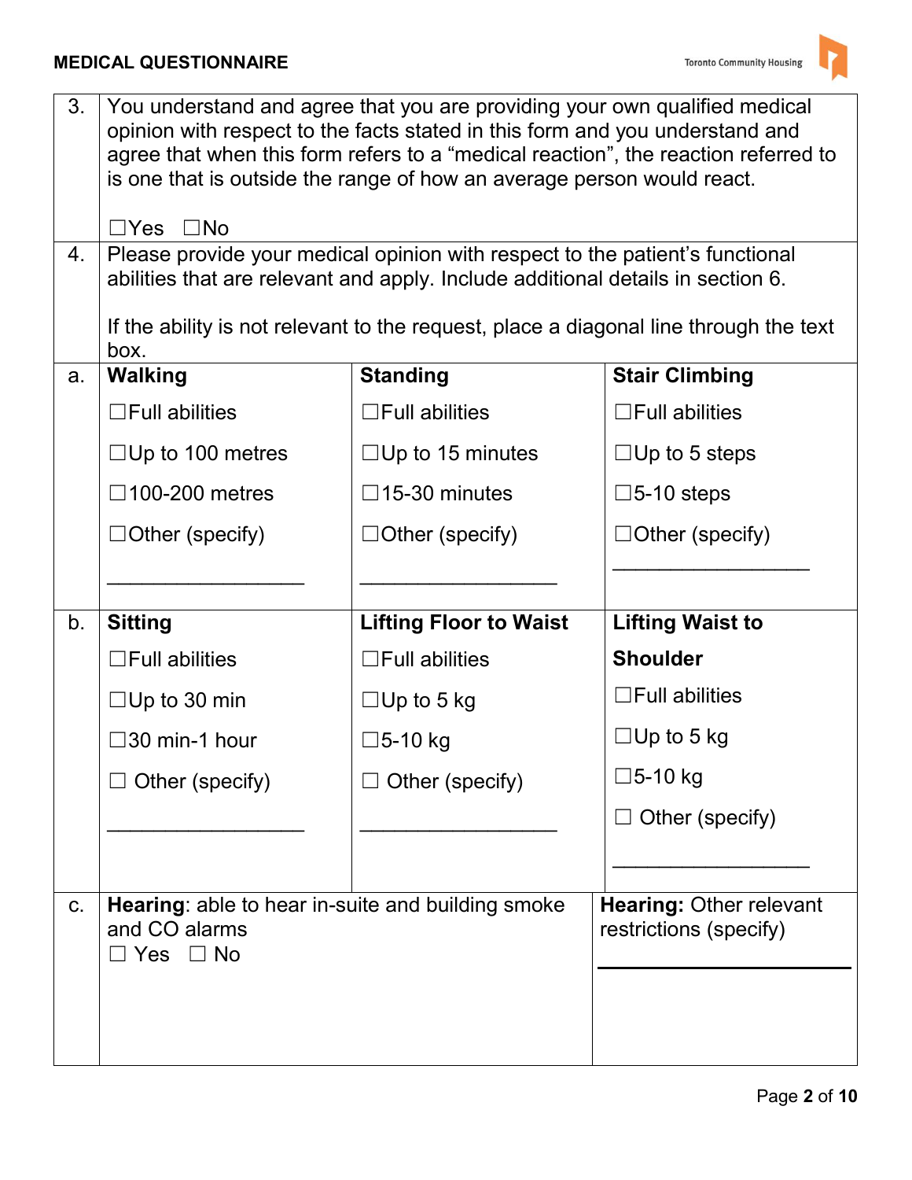| | |
|---|---|
| 3. | You understand and agree that you are providing your own qualified medical opinion with respect to the facts stated in this form and you understand and agree that when this form refers to a "medical reaction", the reaction referred to is one that is outside the range of how an average person would react.<br><br>☐Yes ☐No |
| 4. | Please provide your medical opinion with respect to the patient's functional abilities that are relevant and apply. Include additional details in section 6.<br><br>If the ability is not relevant to the request, place a diagonal line through the text box. |

| | | | |
|---|---|---|---|
| a. | **Walking**<br><br>☐Full abilities<br><br>☐Up to 100 metres<br><br>☐100-200 metres<br><br>☐Other (specify)<br><br>_________________ | **Standing**<br><br>☐Full abilities<br><br>☐Up to 15 minutes<br><br>☐15-30 minutes<br><br>☐Other (specify)<br><br>_________________ | **Stair Climbing**<br><br>☐Full abilities<br><br>☐Up to 5 steps<br><br>☐5-10 steps<br><br>☐Other (specify)<br><br>_________________ |
| b. | **Sitting**<br><br>☐Full abilities<br><br>☐Up to 30 min<br><br>☐30 min-1 hour<br><br>☐ Other (specify)<br><br>_________________ | **Lifting Floor to Waist**<br><br>☐Full abilities<br><br>☐Up to 5 kg<br><br>☐5-10 kg<br><br>☐ Other (specify)<br><br>_________________ | **Lifting Waist to Shoulder**<br><br>☐Full abilities<br><br>☐Up to 5 kg<br><br>☐5-10 kg<br><br>☐ Other (specify)<br><br>_________________ |

| | | |
|---|---|---|
| c. | **Hearing**: able to hear in-suite and building smoke and CO alarms<br>☐ Yes ☐ No | **Hearing:** Other relevant restrictions (specify)<br><br>_________________ |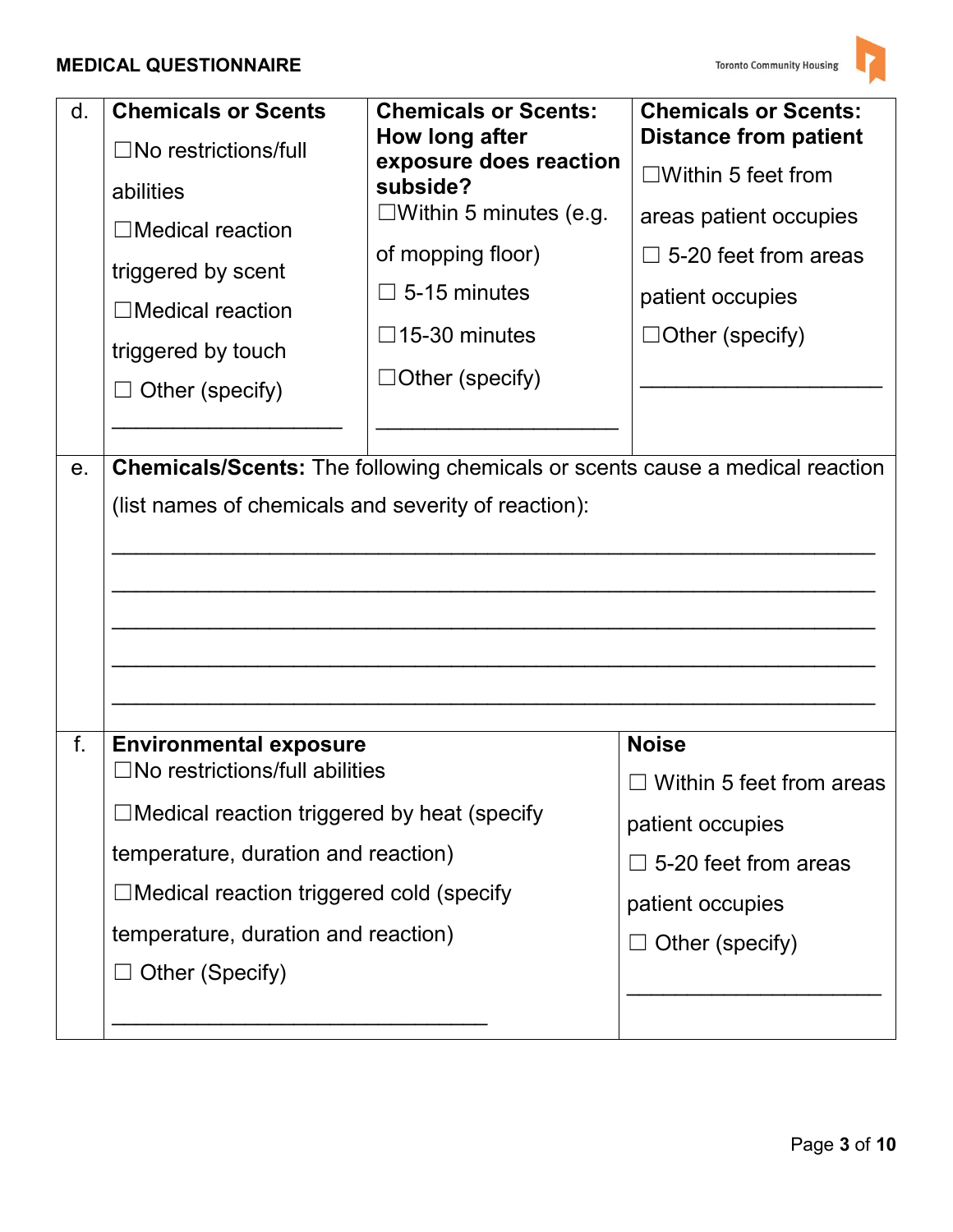| d. | **Chemicals or Scents**<br>☐No restrictions/full abilities<br>☐Medical reaction triggered by scent<br>☐Medical reaction triggered by touch<br>☐ Other (specify)<br>___________________ | **Chemicals or Scents: How long after exposure does reaction subside?**<br>☐Within 5 minutes (e.g. of mopping floor)<br>☐ 5-15 minutes<br>☐15-30 minutes<br>☐Other (specify)<br>___________________ | **Chemicals or Scents: Distance from patient**<br>☐Within 5 feet from areas patient occupies<br>☐ 5-20 feet from areas patient occupies<br>☐Other (specify)<br>___________________ |
|---|---|---|---|
| e. | **Chemicals/Scents:** The following chemicals or scents cause a medical reaction (list names of chemicals and severity of reaction):<br>___________________<br>___________________<br>___________________<br>___________________<br>___________________ | | |
| f. | **Environmental exposure**<br>☐No restrictions/full abilities<br>☐Medical reaction triggered by heat (specify temperature, duration and reaction)<br>☐Medical reaction triggered cold (specify temperature, duration and reaction)<br>☐ Other (Specify)<br>___________________ | **Noise**<br>☐ Within 5 feet from areas patient occupies<br>☐ 5-20 feet from areas patient occupies<br>☐ Other (specify)<br>___________________ | |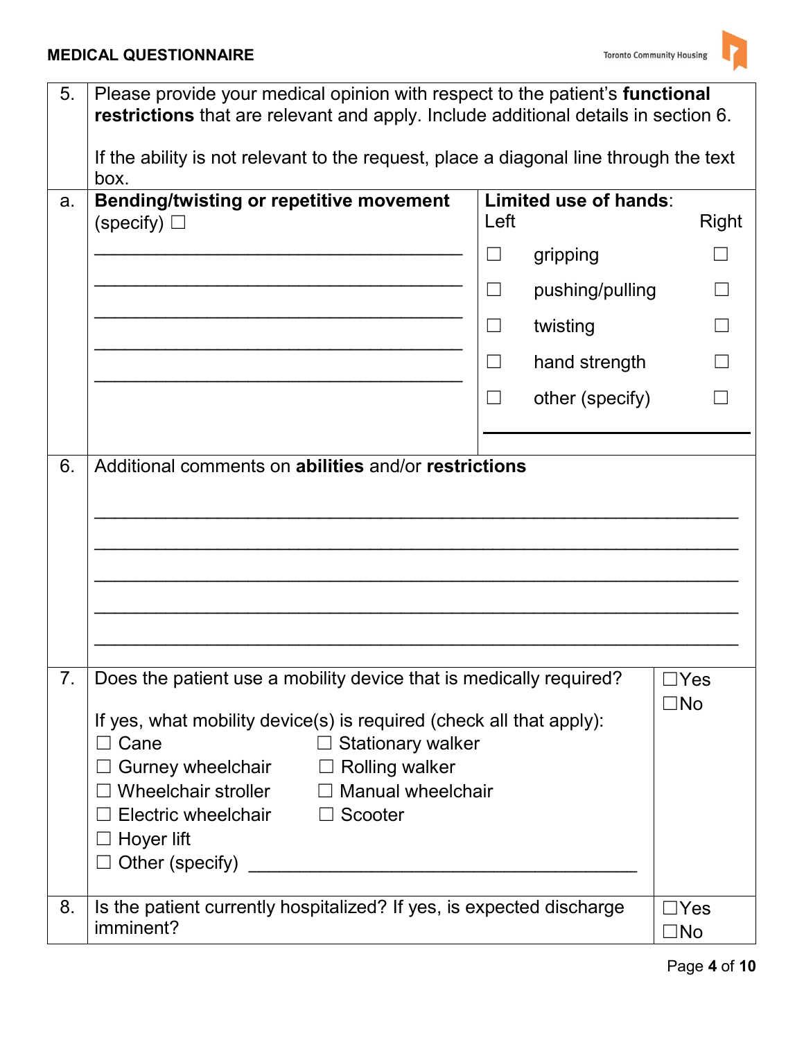| | | |
|---|---|---|
| 5. | Please provide your medical opinion with respect to the patient's **functional restrictions** that are relevant and apply. Include additional details in section 6.<br><br>If the ability is not relevant to the request, place a diagonal line through the text box. | |
| a. | **Bending/twisting or repetitive movement** (specify) ☐<br>\_\_\_\_\_\_\_\_\_\_\_\_\_\_\_\_\_\_\_\_\_\_\_\_\_\_\_\_\_\_\_\_\_\_\_\_\_\_<br>\_\_\_\_\_\_\_\_\_\_\_\_\_\_\_\_\_\_\_\_\_\_\_\_\_\_\_\_\_\_\_\_\_\_\_\_\_\_<br>\_\_\_\_\_\_\_\_\_\_\_\_\_\_\_\_\_\_\_\_\_\_\_\_\_\_\_\_\_\_\_\_\_\_\_\_\_\_<br>\_\_\_\_\_\_\_\_\_\_\_\_\_\_\_\_\_\_\_\_\_\_\_\_\_\_\_\_\_\_\_\_\_\_\_\_\_\_<br>\_\_\_\_\_\_\_\_\_\_\_\_\_\_\_\_\_\_\_\_\_\_\_\_\_\_\_\_\_\_\_\_\_\_\_\_\_\_ | **Limited use of hands**:<br>Left / Right<br>☐ gripping ☐<br>☐ pushing/pulling ☐<br>☐ twisting ☐<br>☐ hand strength ☐<br>☐ other (specify) ☐<br>\_\_\_\_\_\_\_\_\_\_\_\_\_\_\_\_\_\_\_\_\_\_\_\_\_ |
| 6. | Additional comments on **abilities** and/or **restrictions**<br>\_\_\_\_\_\_\_\_\_\_\_\_\_\_\_\_\_\_\_\_\_\_\_\_\_\_\_\_\_\_\_\_\_\_\_\_\_\_\_\_\_\_\_\_\_\_\_\_\_\_\_\_\_\_\_\_\_<br>\_\_\_\_\_\_\_\_\_\_\_\_\_\_\_\_\_\_\_\_\_\_\_\_\_\_\_\_\_\_\_\_\_\_\_\_\_\_\_\_\_\_\_\_\_\_\_\_\_\_\_\_\_\_\_\_\_<br>\_\_\_\_\_\_\_\_\_\_\_\_\_\_\_\_\_\_\_\_\_\_\_\_\_\_\_\_\_\_\_\_\_\_\_\_\_\_\_\_\_\_\_\_\_\_\_\_\_\_\_\_\_\_\_\_\_<br>\_\_\_\_\_\_\_\_\_\_\_\_\_\_\_\_\_\_\_\_\_\_\_\_\_\_\_\_\_\_\_\_\_\_\_\_\_\_\_\_\_\_\_\_\_\_\_\_\_\_\_\_\_\_\_\_\_<br>\_\_\_\_\_\_\_\_\_\_\_\_\_\_\_\_\_\_\_\_\_\_\_\_\_\_\_\_\_\_\_\_\_\_\_\_\_\_\_\_\_\_\_\_\_\_\_\_\_\_\_\_\_\_\_\_\_ | |
| 7. | Does the patient use a mobility device that is medically required?<br><br>If yes, what mobility device(s) is required (check all that apply):<br>☐ Cane ☐ Stationary walker<br>☐ Gurney wheelchair ☐ Rolling walker<br>☐ Wheelchair stroller ☐ Manual wheelchair<br>☐ Electric wheelchair ☐ Scooter<br>☐ Hoyer lift<br>☐ Other (specify) \_\_\_\_\_\_\_\_\_\_\_\_\_\_\_\_\_\_\_\_\_\_\_\_\_\_\_\_\_\_\_\_\_\_\_\_\_\_ | ☐Yes<br>☐No |
| 8. | Is the patient currently hospitalized? If yes, is expected discharge imminent? | ☐Yes<br>☐No |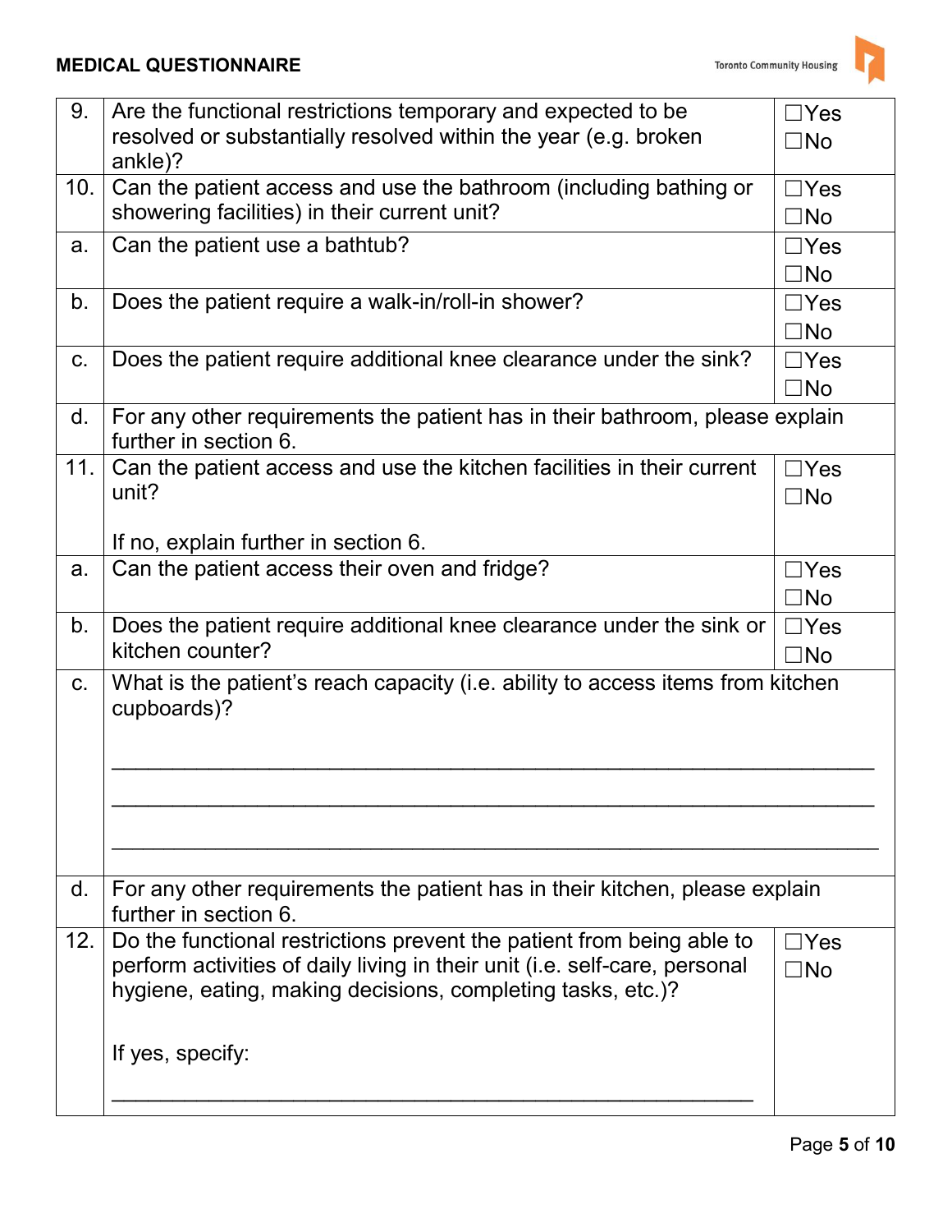| | | |
|---|---|---|
| 9. | Are the functional restrictions temporary and expected to be resolved or substantially resolved within the year (e.g. broken ankle)? | ☐Yes ☐No |
| 10. | Can the patient access and use the bathroom (including bathing or showering facilities) in their current unit? | ☐Yes ☐No |
| a. | Can the patient use a bathtub? | ☐Yes ☐No |
| b. | Does the patient require a walk-in/roll-in shower? | ☐Yes ☐No |
| c. | Does the patient require additional knee clearance under the sink? | ☐Yes ☐No |
| d. | For any other requirements the patient has in their bathroom, please explain further in section 6. | |
| 11. | Can the patient access and use the kitchen facilities in their current unit?<br><br>If no, explain further in section 6. | ☐Yes ☐No |
| a. | Can the patient access their oven and fridge? | ☐Yes ☐No |
| b. | Does the patient require additional knee clearance under the sink or kitchen counter? | ☐Yes ☐No |
| c. | What is the patient's reach capacity (i.e. ability to access items from kitchen cupboards)?<br><br>\_\_\_\_\_\_\_\_\_\_\_\_\_\_\_\_\_\_\_\_\_\_\_\_\_\_\_\_\_\_\_\_\_\_\_\_\_\_\_\_<br>\_\_\_\_\_\_\_\_\_\_\_\_\_\_\_\_\_\_\_\_\_\_\_\_\_\_\_\_\_\_\_\_\_\_\_\_\_\_\_\_<br>\_\_\_\_\_\_\_\_\_\_\_\_\_\_\_\_\_\_\_\_\_\_\_\_\_\_\_\_\_\_\_\_\_\_\_\_\_\_\_\_ | |
| d. | For any other requirements the patient has in their kitchen, please explain further in section 6. | |
| 12. | Do the functional restrictions prevent the patient from being able to perform activities of daily living in their unit (i.e. self-care, personal hygiene, eating, making decisions, completing tasks, etc.)?<br><br>If yes, specify:<br><br>\_\_\_\_\_\_\_\_\_\_\_\_\_\_\_\_\_\_\_\_\_\_\_\_\_\_\_\_\_\_\_\_\_\_\_\_\_\_\_\_ | ☐Yes ☐No |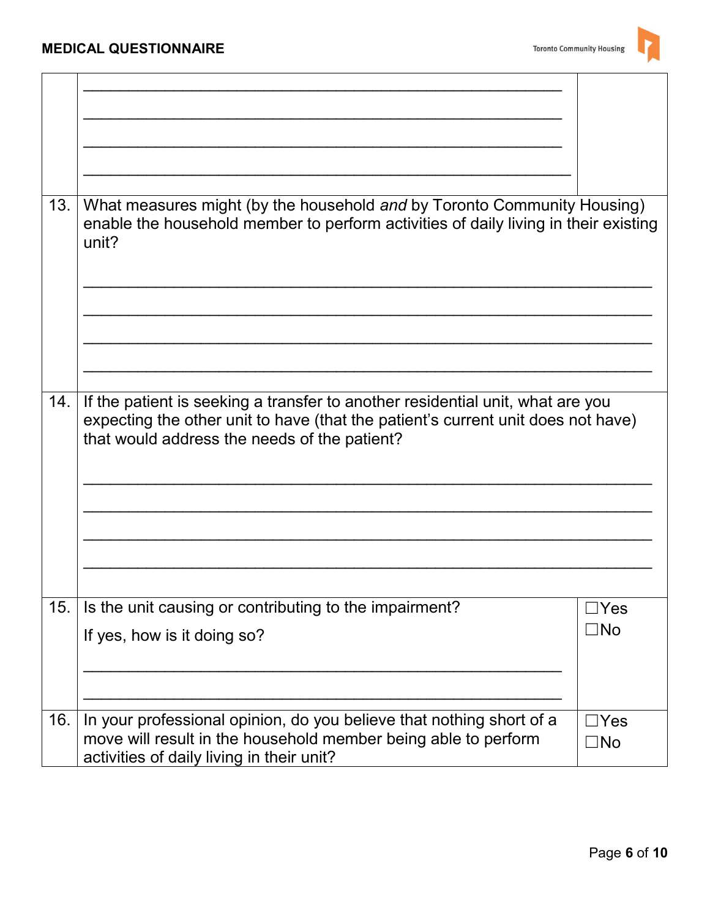| | | |
|---|---|---|
| | \_\_\_\_\_\_\_\_\_\_\_\_\_\_\_\_\_\_\_\_\_\_\_\_\_\_\_\_\_\_\_\_\_\_\_\_\_\_\_\_\_\_\_\_\_\_\_\_\_\_\_\_\_\_\_<br>\_\_\_\_\_\_\_\_\_\_\_\_\_\_\_\_\_\_\_\_\_\_\_\_\_\_\_\_\_\_\_\_\_\_\_\_\_\_\_\_\_\_\_\_\_\_\_\_\_\_\_\_\_\_\_<br>\_\_\_\_\_\_\_\_\_\_\_\_\_\_\_\_\_\_\_\_\_\_\_\_\_\_\_\_\_\_\_\_\_\_\_\_\_\_\_\_\_\_\_\_\_\_\_\_\_\_\_\_\_\_\_<br>\_\_\_\_\_\_\_\_\_\_\_\_\_\_\_\_\_\_\_\_\_\_\_\_\_\_\_\_\_\_\_\_\_\_\_\_\_\_\_\_\_\_\_\_\_\_\_\_\_\_\_\_\_\_\_ | |
| 13. | What measures might (by the household *and* by Toronto Community Housing) enable the household member to perform activities of daily living in their existing unit?<br>\_\_\_\_\_\_\_\_\_\_\_\_\_\_\_\_\_\_\_\_\_\_\_\_\_\_\_\_\_\_\_\_\_\_\_\_\_\_\_\_\_\_\_\_\_\_\_\_\_\_\_\_\_\_\_\_\_\_\_\_\_\_<br>\_\_\_\_\_\_\_\_\_\_\_\_\_\_\_\_\_\_\_\_\_\_\_\_\_\_\_\_\_\_\_\_\_\_\_\_\_\_\_\_\_\_\_\_\_\_\_\_\_\_\_\_\_\_\_\_\_\_\_\_\_\_<br>\_\_\_\_\_\_\_\_\_\_\_\_\_\_\_\_\_\_\_\_\_\_\_\_\_\_\_\_\_\_\_\_\_\_\_\_\_\_\_\_\_\_\_\_\_\_\_\_\_\_\_\_\_\_\_\_\_\_\_\_\_\_<br>\_\_\_\_\_\_\_\_\_\_\_\_\_\_\_\_\_\_\_\_\_\_\_\_\_\_\_\_\_\_\_\_\_\_\_\_\_\_\_\_\_\_\_\_\_\_\_\_\_\_\_\_\_\_\_\_\_\_\_\_\_\_ | |
| 14. | If the patient is seeking a transfer to another residential unit, what are you expecting the other unit to have (that the patient's current unit does not have) that would address the needs of the patient?<br>\_\_\_\_\_\_\_\_\_\_\_\_\_\_\_\_\_\_\_\_\_\_\_\_\_\_\_\_\_\_\_\_\_\_\_\_\_\_\_\_\_\_\_\_\_\_\_\_\_\_\_\_\_\_\_\_\_\_\_\_\_\_<br>\_\_\_\_\_\_\_\_\_\_\_\_\_\_\_\_\_\_\_\_\_\_\_\_\_\_\_\_\_\_\_\_\_\_\_\_\_\_\_\_\_\_\_\_\_\_\_\_\_\_\_\_\_\_\_\_\_\_\_\_\_\_<br>\_\_\_\_\_\_\_\_\_\_\_\_\_\_\_\_\_\_\_\_\_\_\_\_\_\_\_\_\_\_\_\_\_\_\_\_\_\_\_\_\_\_\_\_\_\_\_\_\_\_\_\_\_\_\_\_\_\_\_\_\_\_<br>\_\_\_\_\_\_\_\_\_\_\_\_\_\_\_\_\_\_\_\_\_\_\_\_\_\_\_\_\_\_\_\_\_\_\_\_\_\_\_\_\_\_\_\_\_\_\_\_\_\_\_\_\_\_\_\_\_\_\_\_\_\_ | |
| 15. | Is the unit causing or contributing to the impairment?<br>If yes, how is it doing so?<br>\_\_\_\_\_\_\_\_\_\_\_\_\_\_\_\_\_\_\_\_\_\_\_\_\_\_\_\_\_\_\_\_\_\_\_\_\_\_\_\_\_\_\_\_\_\_\_\_\_\_\_\_\_\_\_<br>\_\_\_\_\_\_\_\_\_\_\_\_\_\_\_\_\_\_\_\_\_\_\_\_\_\_\_\_\_\_\_\_\_\_\_\_\_\_\_\_\_\_\_\_\_\_\_\_\_\_\_\_\_\_\_ | ☐Yes<br>☐No |
| 16. | In your professional opinion, do you believe that nothing short of a move will result in the household member being able to perform activities of daily living in their unit? | ☐Yes<br>☐No |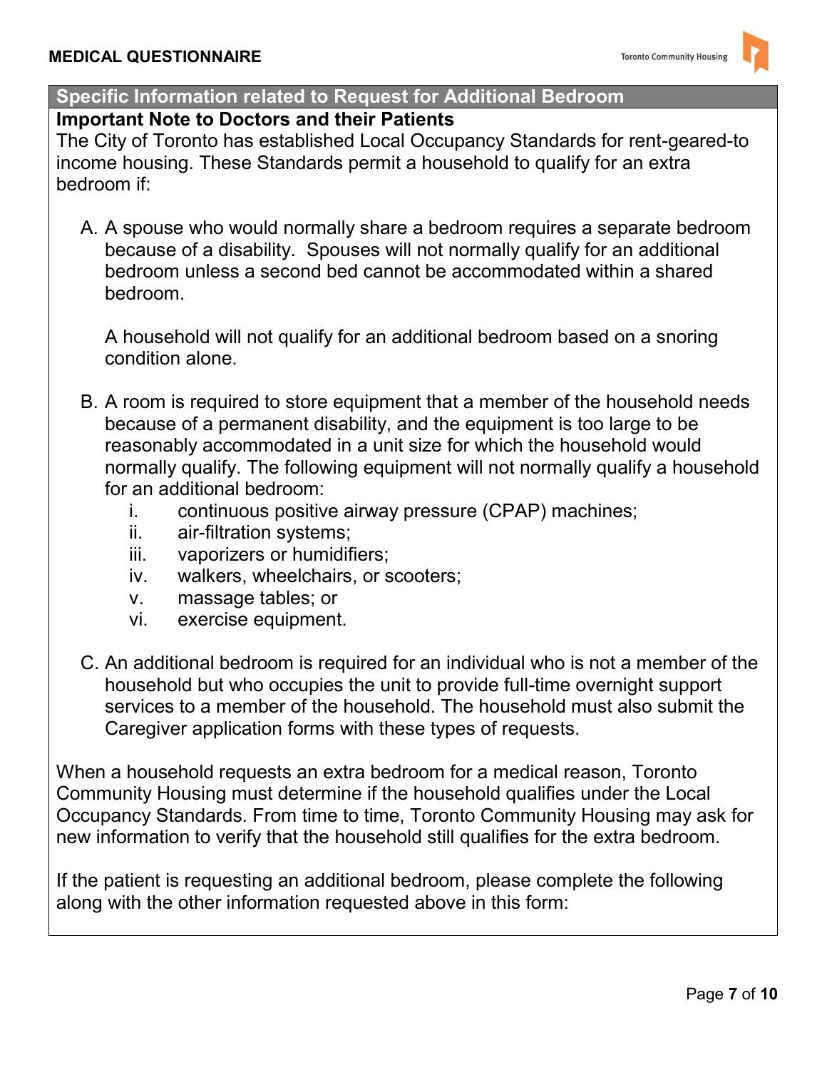## Specific Information related to Request for Additional Bedroom

**Important Note to Doctors and their Patients**

The City of Toronto has established Local Occupancy Standards for rent-geared-to income housing. These Standards permit a household to qualify for an extra bedroom if:

A. A spouse who would normally share a bedroom requires a separate bedroom because of a disability. Spouses will not normally qualify for an additional bedroom unless a second bed cannot be accommodated within a shared bedroom.

   A household will not qualify for an additional bedroom based on a snoring condition alone.

B. A room is required to store equipment that a member of the household needs because of a permanent disability, and the equipment is too large to be reasonably accommodated in a unit size for which the household would normally qualify. The following equipment will not normally qualify a household for an additional bedroom:
   i. continuous positive airway pressure (CPAP) machines;
   ii. air-filtration systems;
   iii. vaporizers or humidifiers;
   iv. walkers, wheelchairs, or scooters;
   v. massage tables; or
   vi. exercise equipment.

C. An additional bedroom is required for an individual who is not a member of the household but who occupies the unit to provide full-time overnight support services to a member of the household. The household must also submit the Caregiver application forms with these types of requests.

When a household requests an extra bedroom for a medical reason, Toronto Community Housing must determine if the household qualifies under the Local Occupancy Standards. From time to time, Toronto Community Housing may ask for new information to verify that the household still qualifies for the extra bedroom.

If the patient is requesting an additional bedroom, please complete the following along with the other information requested above in this form: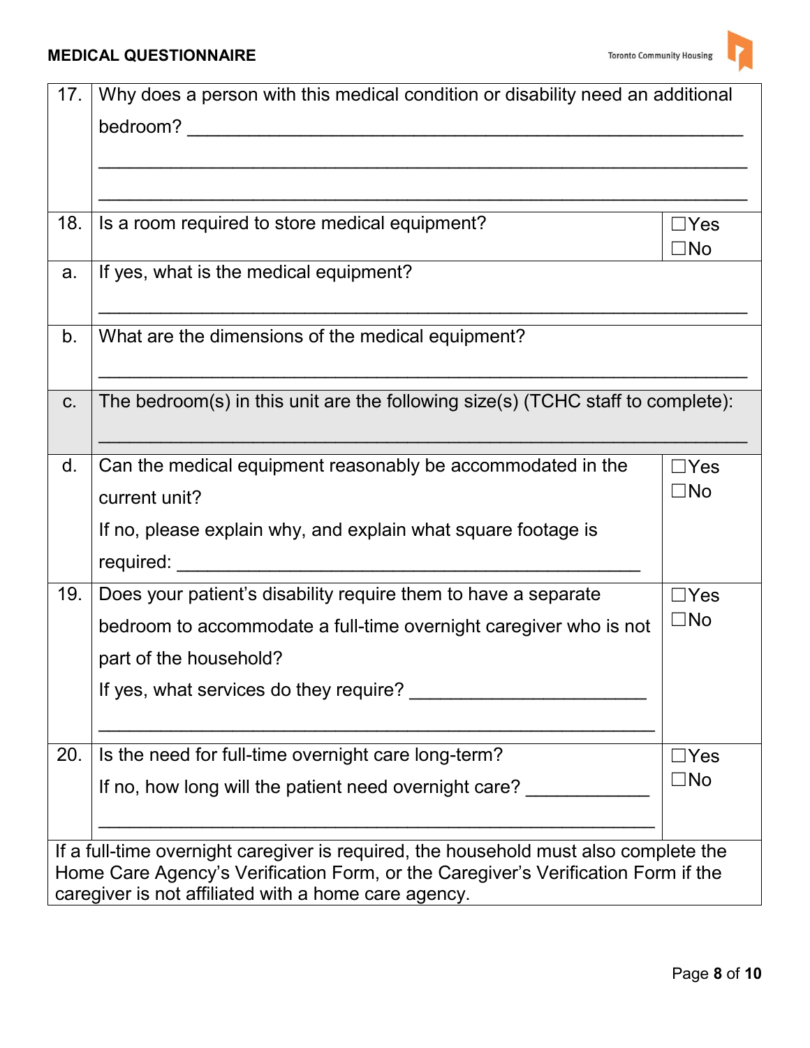| | | |
|---|---|---|
| 17. | Why does a person with this medical condition or disability need an additional bedroom? ______________________________________________ ______________________________________________ ______________________________________________ | |
| 18. | Is a room required to store medical equipment? | ☐Yes ☐No |
| a. | If yes, what is the medical equipment? ______________________________________________ | |
| b. | What are the dimensions of the medical equipment? ______________________________________________ | |
| c. | The bedroom(s) in this unit are the following size(s) (TCHC staff to complete): ______________________________________________ | |
| d. | Can the medical equipment reasonably be accommodated in the current unit? If no, please explain why, and explain what square footage is required: ______________________________________________ | ☐Yes ☐No |
| 19. | Does your patient's disability require them to have a separate bedroom to accommodate a full-time overnight caregiver who is not part of the household? If yes, what services do they require? ______________________ ______________________________________________ | ☐Yes ☐No |
| 20. | Is the need for full-time overnight care long-term? If no, how long will the patient need overnight care? ____________ ______________________________________________ | ☐Yes ☐No |

If a full-time overnight caregiver is required, the household must also complete the Home Care Agency's Verification Form, or the Caregiver's Verification Form if the caregiver is not affiliated with a home care agency.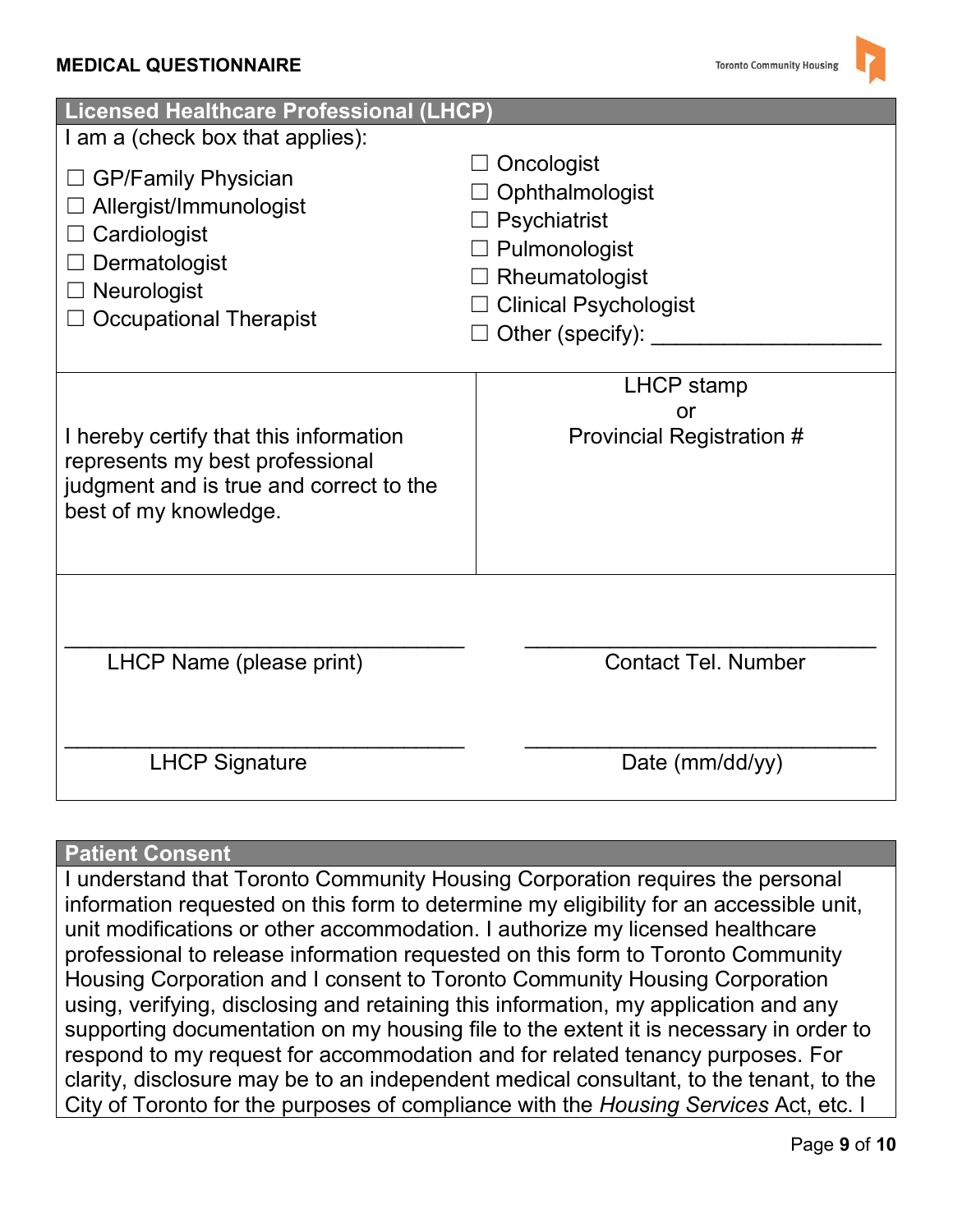## Licensed Healthcare Professional (LHCP)

I am a (check box that applies):

- ☐ GP/Family Physician
- ☐ Allergist/Immunologist
- ☐ Cardiologist
- ☐ Dermatologist
- ☐ Neurologist
- ☐ Occupational Therapist
- ☐ Oncologist
- ☐ Ophthalmologist
- ☐ Psychiatrist
- ☐ Pulmonologist
- ☐ Rheumatologist
- ☐ Clinical Psychologist
- ☐ Other (specify): ____________________

| I hereby certify that this information represents my best professional judgment and is true and correct to the best of my knowledge. | LHCP stamp or Provincial Registration # |
|---|---|

| | |
|---|---|
| ________________________________ | ____________________________ |
| LHCP Name (please print) | Contact Tel. Number |
| ________________________________ | ____________________________ |
| LHCP Signature | Date (mm/dd/yy) |

## Patient Consent

I understand that Toronto Community Housing Corporation requires the personal information requested on this form to determine my eligibility for an accessible unit, unit modifications or other accommodation. I authorize my licensed healthcare professional to release information requested on this form to Toronto Community Housing Corporation and I consent to Toronto Community Housing Corporation using, verifying, disclosing and retaining this information, my application and any supporting documentation on my housing file to the extent it is necessary in order to respond to my request for accommodation and for related tenancy purposes. For clarity, disclosure may be to an independent medical consultant, to the tenant, to the City of Toronto for the purposes of compliance with the *Housing Services* Act, etc. I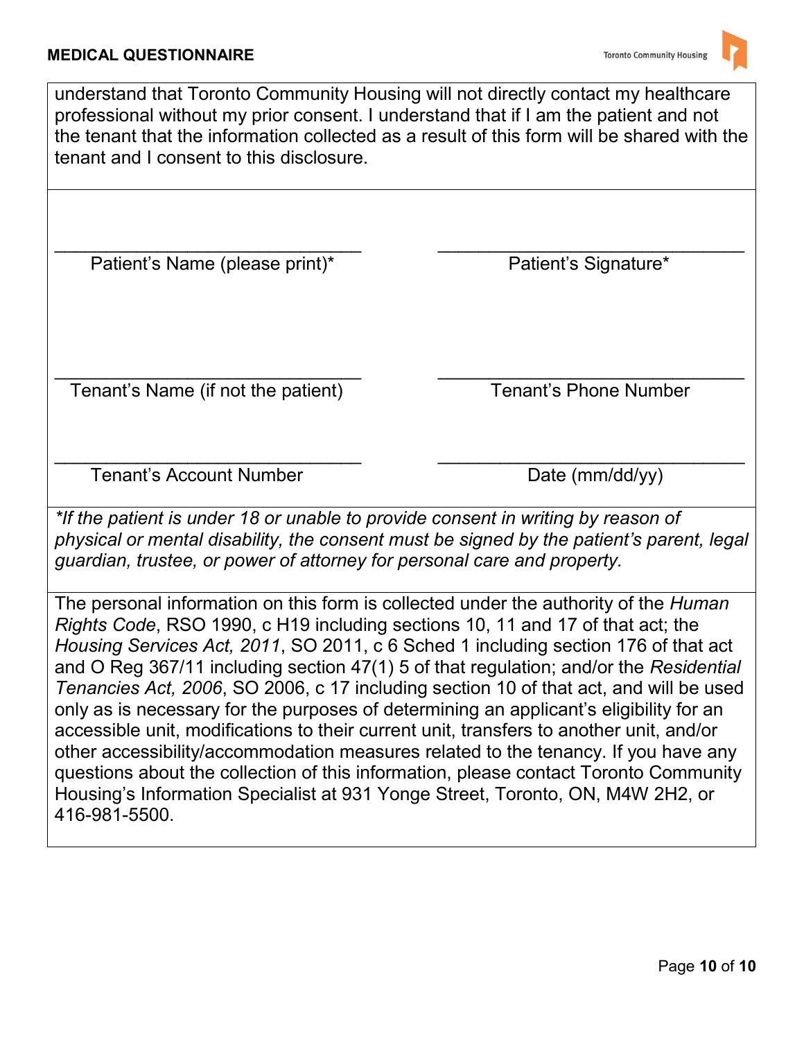understand that Toronto Community Housing will not directly contact my healthcare professional without my prior consent. I understand that if I am the patient and not the tenant that the information collected as a result of this form will be shared with the tenant and I consent to this disclosure.

| | |
|---|---|
| ______________________________ | ______________________________ |
| Patient's Name (please print)* | Patient's Signature* |
| ______________________________ | ______________________________ |
| Tenant's Name (if not the patient) | Tenant's Phone Number |
| ______________________________ | ______________________________ |
| Tenant's Account Number | Date (mm/dd/yy) |

*\*If the patient is under 18 or unable to provide consent in writing by reason of physical or mental disability, the consent must be signed by the patient's parent, legal guardian, trustee, or power of attorney for personal care and property.*

The personal information on this form is collected under the authority of the *Human Rights Code*, RSO 1990, c H19 including sections 10, 11 and 17 of that act; the *Housing Services Act, 2011*, SO 2011, c 6 Sched 1 including section 176 of that act and O Reg 367/11 including section 47(1) 5 of that regulation; and/or the *Residential Tenancies Act, 2006*, SO 2006, c 17 including section 10 of that act, and will be used only as is necessary for the purposes of determining an applicant's eligibility for an accessible unit, modifications to their current unit, transfers to another unit, and/or other accessibility/accommodation measures related to the tenancy. If you have any questions about the collection of this information, please contact Toronto Community Housing's Information Specialist at 931 Yonge Street, Toronto, ON, M4W 2H2, or 416-981-5500.